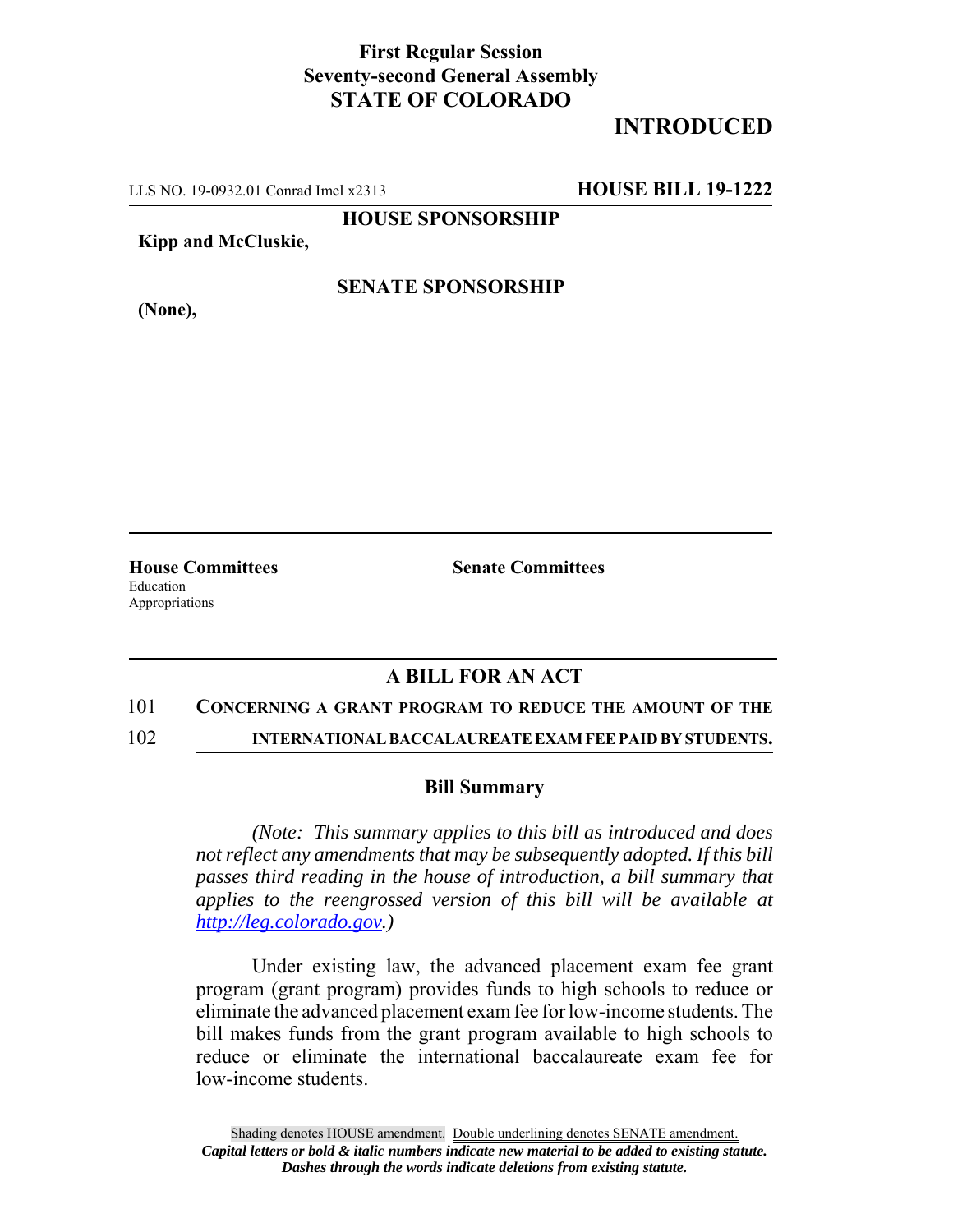**First Regular Session**
**Seventy-second General Assembly**
**STATE OF COLORADO**

# INTRODUCED

LLS NO. 19-0932.01 Conrad Imel x2313 **HOUSE BILL 19-1222**

**HOUSE SPONSORSHIP**

**Kipp and McCluskie,**

**SENATE SPONSORSHIP**

**(None),**

**House Committees**
Education
Appropriations

**Senate Committees**

## A BILL FOR AN ACT

101 **CONCERNING A GRANT PROGRAM TO REDUCE THE AMOUNT OF THE**
102 **INTERNATIONAL BACCALAUREATE EXAM FEE PAID BY STUDENTS.**

### Bill Summary

*(Note: This summary applies to this bill as introduced and does not reflect any amendments that may be subsequently adopted. If this bill passes third reading in the house of introduction, a bill summary that applies to the reengrossed version of this bill will be available at http://leg.colorado.gov.)*

Under existing law, the advanced placement exam fee grant program (grant program) provides funds to high schools to reduce or eliminate the advanced placement exam fee for low-income students. The bill makes funds from the grant program available to high schools to reduce or eliminate the international baccalaureate exam fee for low-income students.

Shading denotes HOUSE amendment. Double underlining denotes SENATE amendment.
***Capital letters or bold & italic numbers indicate new material to be added to existing statute.***
***Dashes through the words indicate deletions from existing statute.***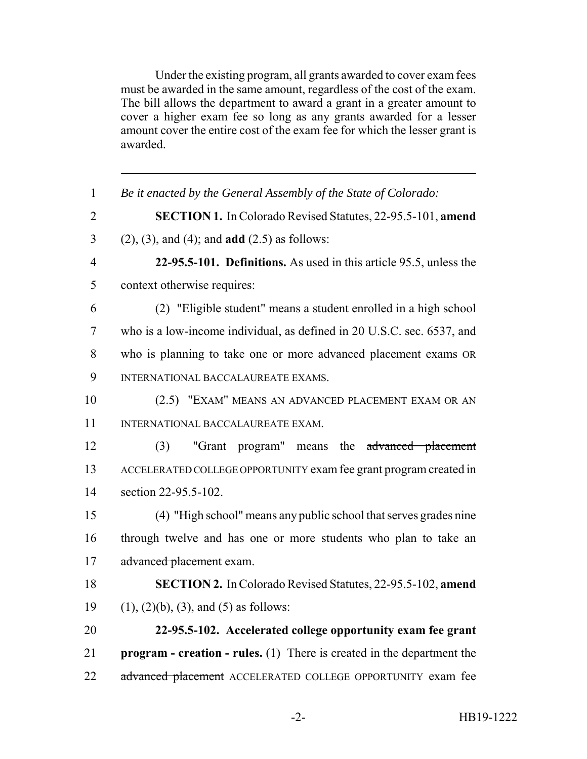Under the existing program, all grants awarded to cover exam fees must be awarded in the same amount, regardless of the cost of the exam. The bill allows the department to award a grant in a greater amount to cover a higher exam fee so long as any grants awarded for a lesser amount cover the entire cost of the exam fee for which the lesser grant is awarded.

---

1 *Be it enacted by the General Assembly of the State of Colorado:*

2 **SECTION 1.** In Colorado Revised Statutes, 22-95.5-101, **amend**
3 (2), (3), and (4); and **add** (2.5) as follows:

4 **22-95.5-101. Definitions.** As used in this article 95.5, unless the
5 context otherwise requires:

6 (2) "Eligible student" means a student enrolled in a high school
7 who is a low-income individual, as defined in 20 U.S.C. sec. 6537, and
8 who is planning to take one or more advanced placement exams OR
9 INTERNATIONAL BACCALAUREATE EXAMS.

10 (2.5) "EXAM" MEANS AN ADVANCED PLACEMENT EXAM OR AN
11 INTERNATIONAL BACCALAUREATE EXAM.

12 (3) "Grant program" means the ~~advanced placement~~
13 ACCELERATED COLLEGE OPPORTUNITY exam fee grant program created in
14 section 22-95.5-102.

15 (4) "High school" means any public school that serves grades nine
16 through twelve and has one or more students who plan to take an
17 ~~advanced placement~~ exam.

18 **SECTION 2.** In Colorado Revised Statutes, 22-95.5-102, **amend**
19 (1), (2)(b), (3), and (5) as follows:

20 **22-95.5-102. Accelerated college opportunity exam fee grant**
21 **program - creation - rules.** (1) There is created in the department the
22 ~~advanced placement~~ ACCELERATED COLLEGE OPPORTUNITY exam fee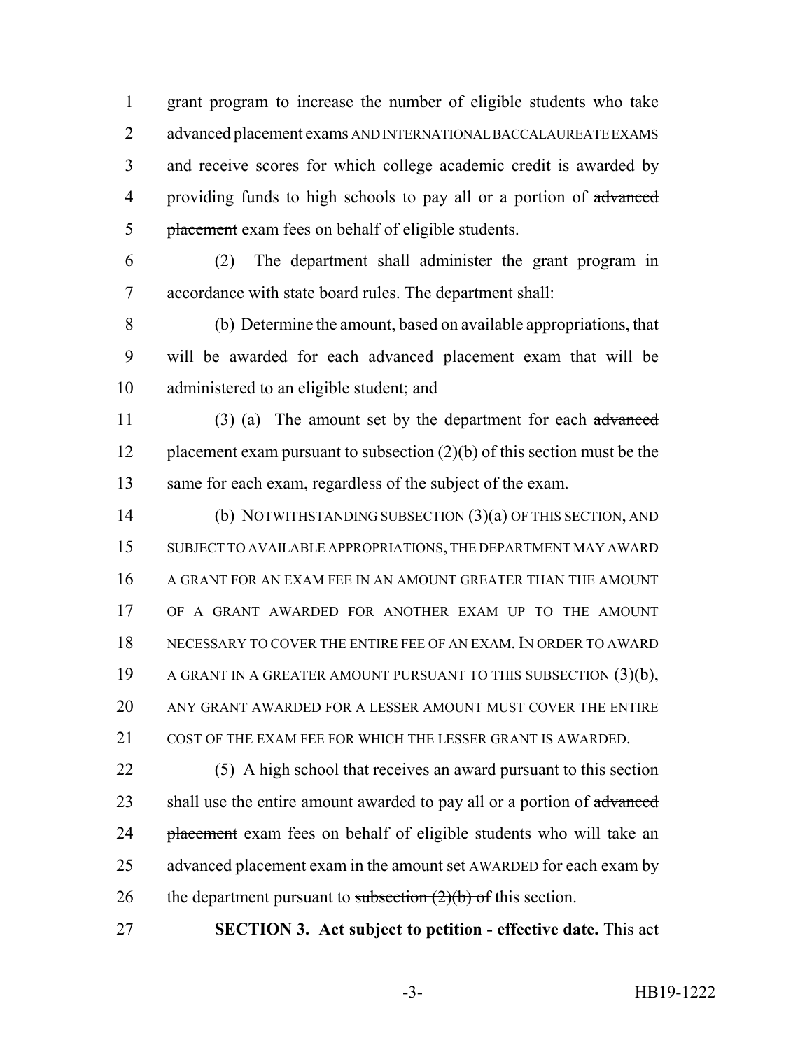grant program to increase the number of eligible students who take advanced placement exams AND INTERNATIONAL BACCALAUREATE EXAMS and receive scores for which college academic credit is awarded by providing funds to high schools to pay all or a portion of ~~advanced placement~~ exam fees on behalf of eligible students.

(2) The department shall administer the grant program in accordance with state board rules. The department shall:

(b) Determine the amount, based on available appropriations, that will be awarded for each ~~advanced placement~~ exam that will be administered to an eligible student; and

(3) (a) The amount set by the department for each ~~advanced placement~~ exam pursuant to subsection (2)(b) of this section must be the same for each exam, regardless of the subject of the exam.

(b) NOTWITHSTANDING SUBSECTION (3)(a) OF THIS SECTION, AND SUBJECT TO AVAILABLE APPROPRIATIONS, THE DEPARTMENT MAY AWARD A GRANT FOR AN EXAM FEE IN AN AMOUNT GREATER THAN THE AMOUNT OF A GRANT AWARDED FOR ANOTHER EXAM UP TO THE AMOUNT NECESSARY TO COVER THE ENTIRE FEE OF AN EXAM. IN ORDER TO AWARD A GRANT IN A GREATER AMOUNT PURSUANT TO THIS SUBSECTION (3)(b), ANY GRANT AWARDED FOR A LESSER AMOUNT MUST COVER THE ENTIRE COST OF THE EXAM FEE FOR WHICH THE LESSER GRANT IS AWARDED.

(5) A high school that receives an award pursuant to this section shall use the entire amount awarded to pay all or a portion of ~~advanced placement~~ exam fees on behalf of eligible students who will take an ~~advanced placement~~ exam in the amount ~~set~~ AWARDED for each exam by the department pursuant to ~~subsection (2)(b) of~~ this section.

**SECTION 3. Act subject to petition - effective date.** This act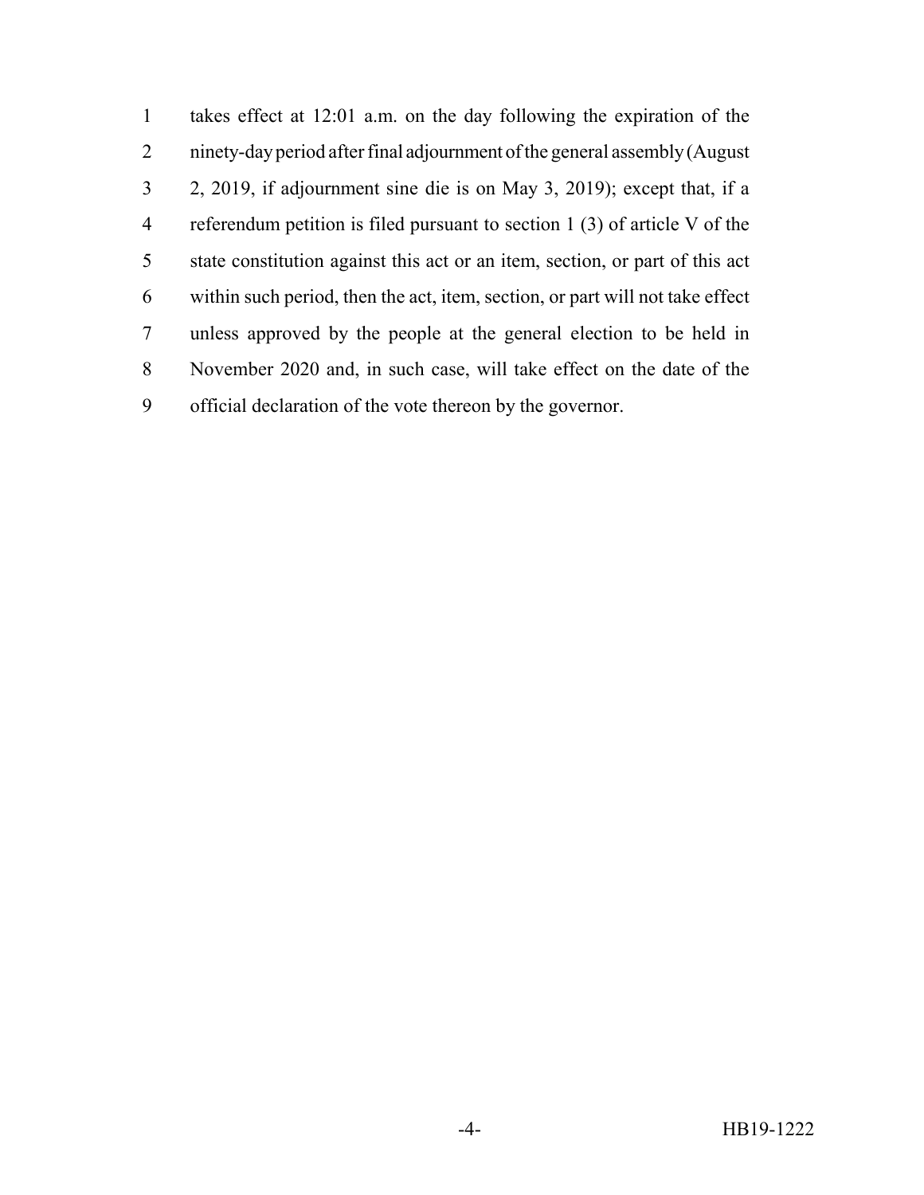takes effect at 12:01 a.m. on the day following the expiration of the ninety-day period after final adjournment of the general assembly (August 2, 2019, if adjournment sine die is on May 3, 2019); except that, if a referendum petition is filed pursuant to section 1 (3) of article V of the state constitution against this act or an item, section, or part of this act within such period, then the act, item, section, or part will not take effect unless approved by the people at the general election to be held in November 2020 and, in such case, will take effect on the date of the official declaration of the vote thereon by the governor.